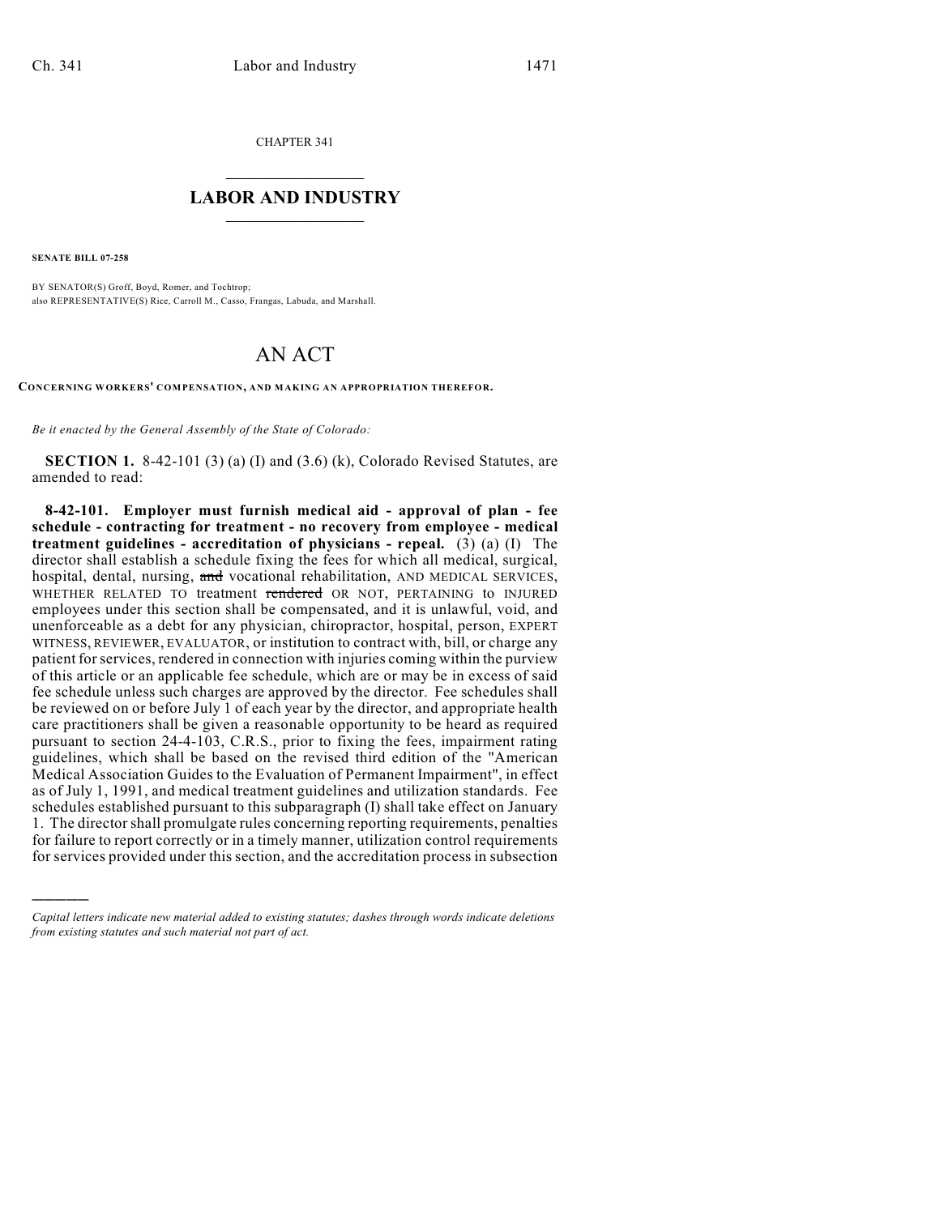CHAPTER 341

# LABOR AND INDUSTRY

**SENATE BILL 07-258**

BY SENATOR(S) Groff, Boyd, Romer, and Tochtrop;
also REPRESENTATIVE(S) Rice, Carroll M., Casso, Frangas, Labuda, and Marshall.

# AN ACT

**CONCERNING WORKERS' COMPENSATION, AND MAKING AN APPROPRIATION THEREFOR.**

*Be it enacted by the General Assembly of the State of Colorado:*

**SECTION 1.** 8-42-101 (3) (a) (I) and (3.6) (k), Colorado Revised Statutes, are amended to read:

**8-42-101. Employer must furnish medical aid - approval of plan - fee schedule - contracting for treatment - no recovery from employee - medical treatment guidelines - accreditation of physicians - repeal.** (3) (a) (I) The director shall establish a schedule fixing the fees for which all medical, surgical, hospital, dental, nursing, ~~and~~ vocational rehabilitation, AND MEDICAL SERVICES, WHETHER RELATED TO treatment ~~rendered~~ OR NOT, PERTAINING to INJURED employees under this section shall be compensated, and it is unlawful, void, and unenforceable as a debt for any physician, chiropractor, hospital, person, EXPERT WITNESS, REVIEWER, EVALUATOR, or institution to contract with, bill, or charge any patient for services, rendered in connection with injuries coming within the purview of this article or an applicable fee schedule, which are or may be in excess of said fee schedule unless such charges are approved by the director. Fee schedules shall be reviewed on or before July 1 of each year by the director, and appropriate health care practitioners shall be given a reasonable opportunity to be heard as required pursuant to section 24-4-103, C.R.S., prior to fixing the fees, impairment rating guidelines, which shall be based on the revised third edition of the "American Medical Association Guides to the Evaluation of Permanent Impairment", in effect as of July 1, 1991, and medical treatment guidelines and utilization standards. Fee schedules established pursuant to this subparagraph (I) shall take effect on January 1. The director shall promulgate rules concerning reporting requirements, penalties for failure to report correctly or in a timely manner, utilization control requirements for services provided under this section, and the accreditation process in subsection

---

*Capital letters indicate new material added to existing statutes; dashes through words indicate deletions from existing statutes and such material not part of act.*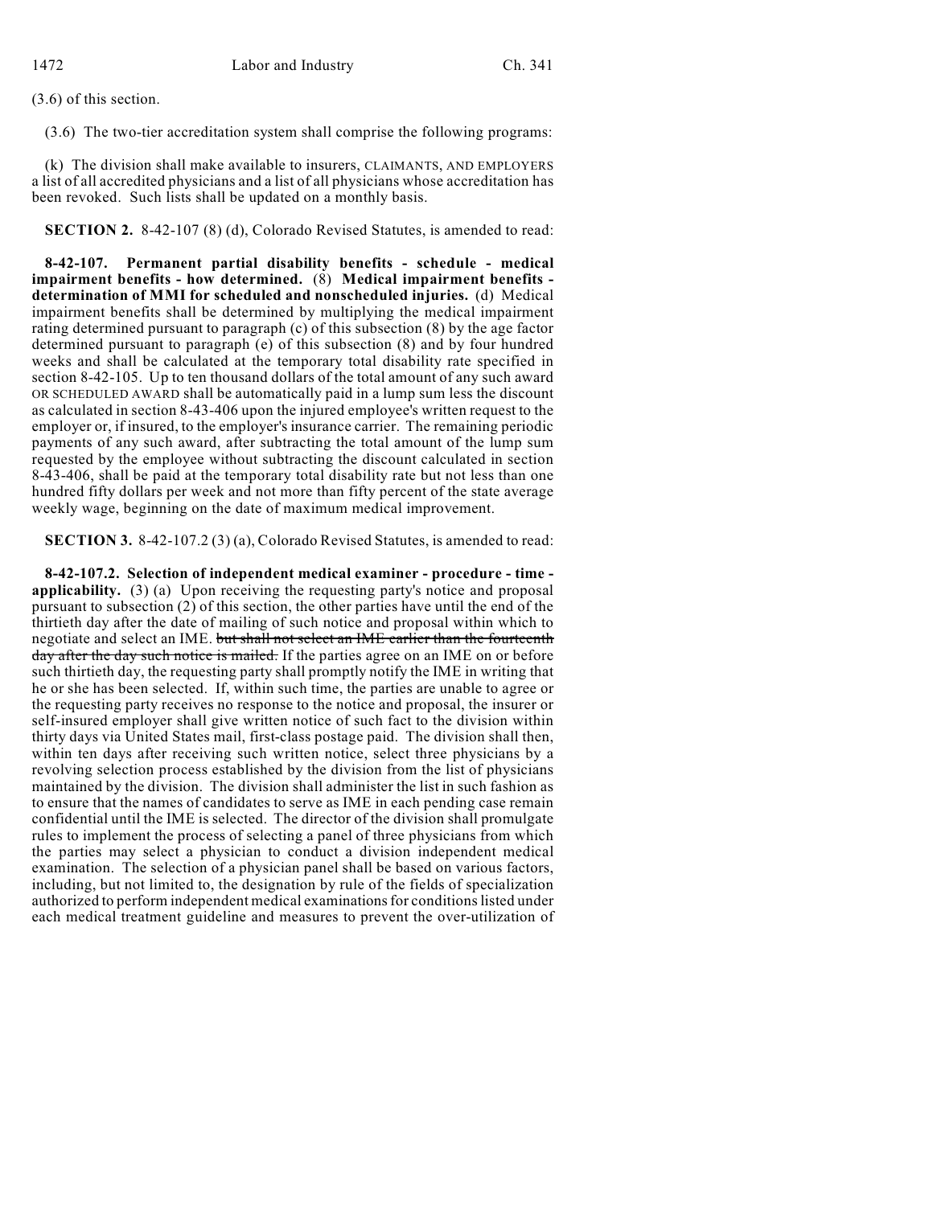(3.6) of this section.

(3.6) The two-tier accreditation system shall comprise the following programs:

(k) The division shall make available to insurers, CLAIMANTS, AND EMPLOYERS a list of all accredited physicians and a list of all physicians whose accreditation has been revoked. Such lists shall be updated on a monthly basis.

**SECTION 2.** 8-42-107 (8) (d), Colorado Revised Statutes, is amended to read:

**8-42-107. Permanent partial disability benefits - schedule - medical impairment benefits - how determined.** (8) **Medical impairment benefits - determination of MMI for scheduled and nonscheduled injuries.** (d) Medical impairment benefits shall be determined by multiplying the medical impairment rating determined pursuant to paragraph (c) of this subsection (8) by the age factor determined pursuant to paragraph (e) of this subsection (8) and by four hundred weeks and shall be calculated at the temporary total disability rate specified in section 8-42-105. Up to ten thousand dollars of the total amount of any such award OR SCHEDULED AWARD shall be automatically paid in a lump sum less the discount as calculated in section 8-43-406 upon the injured employee's written request to the employer or, if insured, to the employer's insurance carrier. The remaining periodic payments of any such award, after subtracting the total amount of the lump sum requested by the employee without subtracting the discount calculated in section 8-43-406, shall be paid at the temporary total disability rate but not less than one hundred fifty dollars per week and not more than fifty percent of the state average weekly wage, beginning on the date of maximum medical improvement.

**SECTION 3.** 8-42-107.2 (3) (a), Colorado Revised Statutes, is amended to read:

**8-42-107.2. Selection of independent medical examiner - procedure - time - applicability.** (3) (a) Upon receiving the requesting party's notice and proposal pursuant to subsection (2) of this section, the other parties have until the end of the thirtieth day after the date of mailing of such notice and proposal within which to negotiate and select an IME. ~~but shall not select an IME earlier than the fourteenth day after the day such notice is mailed.~~ If the parties agree on an IME on or before such thirtieth day, the requesting party shall promptly notify the IME in writing that he or she has been selected. If, within such time, the parties are unable to agree or the requesting party receives no response to the notice and proposal, the insurer or self-insured employer shall give written notice of such fact to the division within thirty days via United States mail, first-class postage paid. The division shall then, within ten days after receiving such written notice, select three physicians by a revolving selection process established by the division from the list of physicians maintained by the division. The division shall administer the list in such fashion as to ensure that the names of candidates to serve as IME in each pending case remain confidential until the IME is selected. The director of the division shall promulgate rules to implement the process of selecting a panel of three physicians from which the parties may select a physician to conduct a division independent medical examination. The selection of a physician panel shall be based on various factors, including, but not limited to, the designation by rule of the fields of specialization authorized to perform independent medical examinations for conditions listed under each medical treatment guideline and measures to prevent the over-utilization of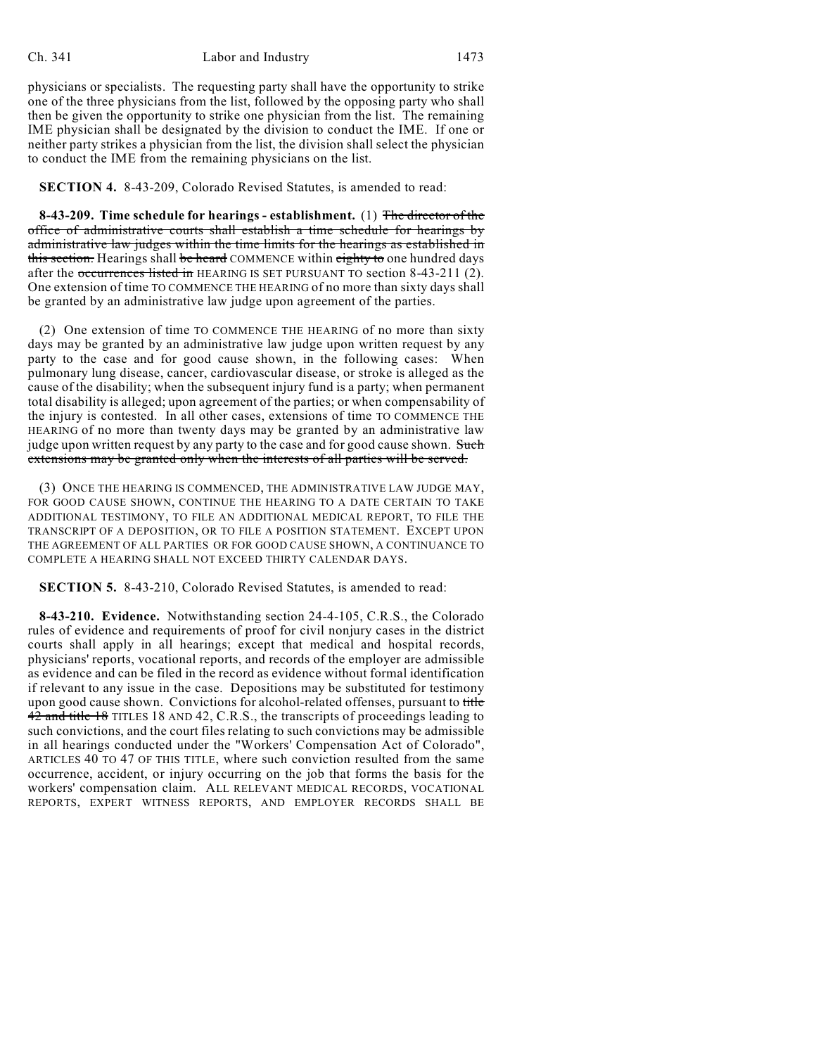physicians or specialists. The requesting party shall have the opportunity to strike one of the three physicians from the list, followed by the opposing party who shall then be given the opportunity to strike one physician from the list. The remaining IME physician shall be designated by the division to conduct the IME. If one or neither party strikes a physician from the list, the division shall select the physician to conduct the IME from the remaining physicians on the list.

**SECTION 4.** 8-43-209, Colorado Revised Statutes, is amended to read:

**8-43-209. Time schedule for hearings - establishment.** (1) ~~The director of the office of administrative courts shall establish a time schedule for hearings by administrative law judges within the time limits for the hearings as established in this section.~~ Hearings shall ~~be heard~~ COMMENCE within ~~eighty to~~ one hundred days after the ~~occurrences listed in~~ HEARING IS SET PURSUANT TO section 8-43-211 (2). One extension of time TO COMMENCE THE HEARING of no more than sixty days shall be granted by an administrative law judge upon agreement of the parties.

(2) One extension of time TO COMMENCE THE HEARING of no more than sixty days may be granted by an administrative law judge upon written request by any party to the case and for good cause shown, in the following cases: When pulmonary lung disease, cancer, cardiovascular disease, or stroke is alleged as the cause of the disability; when the subsequent injury fund is a party; when permanent total disability is alleged; upon agreement of the parties; or when compensability of the injury is contested. In all other cases, extensions of time TO COMMENCE THE HEARING of no more than twenty days may be granted by an administrative law judge upon written request by any party to the case and for good cause shown. ~~Such extensions may be granted only when the interests of all parties will be served.~~

(3) ONCE THE HEARING IS COMMENCED, THE ADMINISTRATIVE LAW JUDGE MAY, FOR GOOD CAUSE SHOWN, CONTINUE THE HEARING TO A DATE CERTAIN TO TAKE ADDITIONAL TESTIMONY, TO FILE AN ADDITIONAL MEDICAL REPORT, TO FILE THE TRANSCRIPT OF A DEPOSITION, OR TO FILE A POSITION STATEMENT. EXCEPT UPON THE AGREEMENT OF ALL PARTIES OR FOR GOOD CAUSE SHOWN, A CONTINUANCE TO COMPLETE A HEARING SHALL NOT EXCEED THIRTY CALENDAR DAYS.

**SECTION 5.** 8-43-210, Colorado Revised Statutes, is amended to read:

**8-43-210. Evidence.** Notwithstanding section 24-4-105, C.R.S., the Colorado rules of evidence and requirements of proof for civil nonjury cases in the district courts shall apply in all hearings; except that medical and hospital records, physicians' reports, vocational reports, and records of the employer are admissible as evidence and can be filed in the record as evidence without formal identification if relevant to any issue in the case. Depositions may be substituted for testimony upon good cause shown. Convictions for alcohol-related offenses, pursuant to ~~title 42 and title 18~~ TITLES 18 AND 42, C.R.S., the transcripts of proceedings leading to such convictions, and the court files relating to such convictions may be admissible in all hearings conducted under the "Workers' Compensation Act of Colorado", ARTICLES 40 TO 47 OF THIS TITLE, where such conviction resulted from the same occurrence, accident, or injury occurring on the job that forms the basis for the workers' compensation claim. ALL RELEVANT MEDICAL RECORDS, VOCATIONAL REPORTS, EXPERT WITNESS REPORTS, AND EMPLOYER RECORDS SHALL BE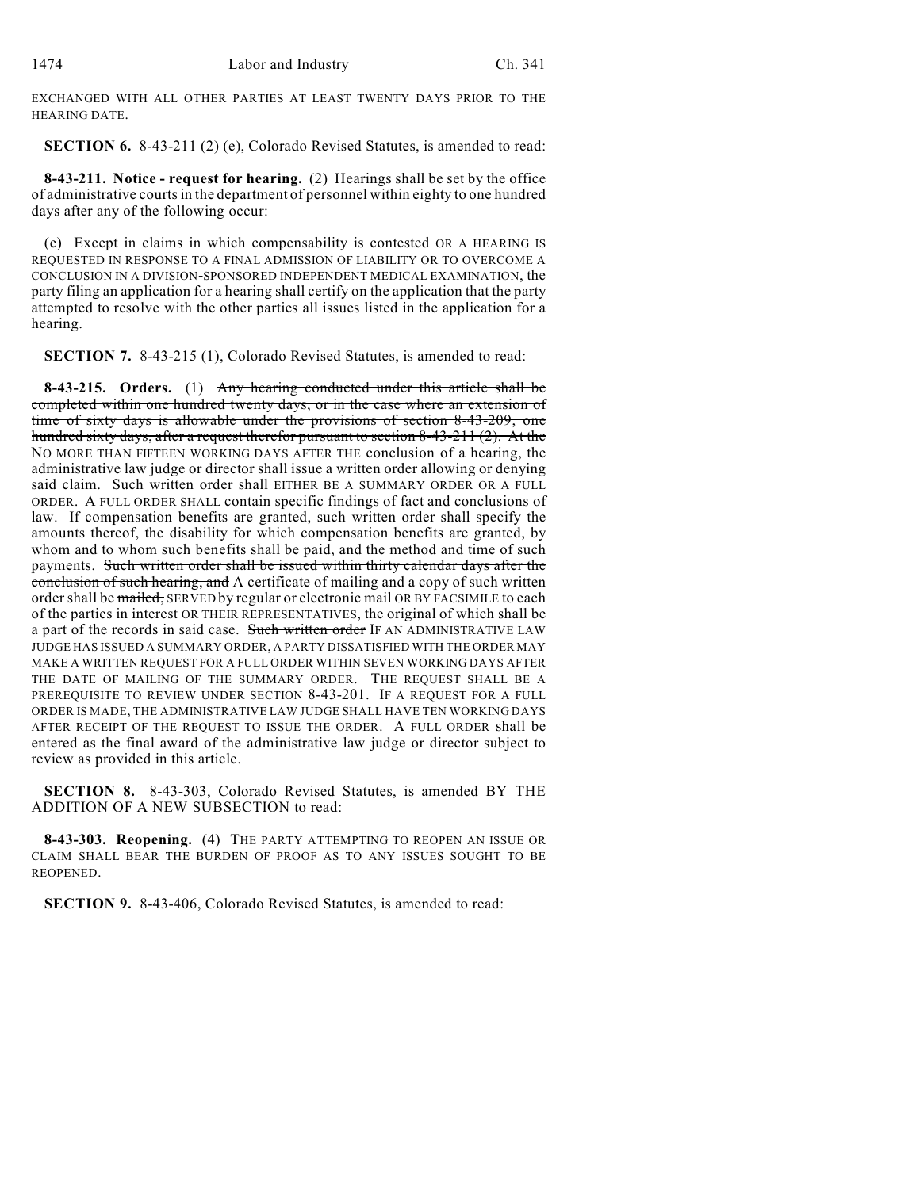EXCHANGED WITH ALL OTHER PARTIES AT LEAST TWENTY DAYS PRIOR TO THE HEARING DATE.

**SECTION 6.** 8-43-211 (2) (e), Colorado Revised Statutes, is amended to read:

**8-43-211. Notice - request for hearing.** (2) Hearings shall be set by the office of administrative courts in the department of personnel within eighty to one hundred days after any of the following occur:

(e) Except in claims in which compensability is contested OR A HEARING IS REQUESTED IN RESPONSE TO A FINAL ADMISSION OF LIABILITY OR TO OVERCOME A CONCLUSION IN A DIVISION-SPONSORED INDEPENDENT MEDICAL EXAMINATION, the party filing an application for a hearing shall certify on the application that the party attempted to resolve with the other parties all issues listed in the application for a hearing.

**SECTION 7.** 8-43-215 (1), Colorado Revised Statutes, is amended to read:

**8-43-215. Orders.** (1) ~~Any hearing conducted under this article shall be completed within one hundred twenty days, or in the case where an extension of time of sixty days is allowable under the provisions of section 8-43-209, one hundred sixty days, after a request therefor pursuant to section 8-43-211 (2). At the~~ NO MORE THAN FIFTEEN WORKING DAYS AFTER THE conclusion of a hearing, the administrative law judge or director shall issue a written order allowing or denying said claim. Such written order shall EITHER BE A SUMMARY ORDER OR A FULL ORDER. A FULL ORDER SHALL contain specific findings of fact and conclusions of law. If compensation benefits are granted, such written order shall specify the amounts thereof, the disability for which compensation benefits are granted, by whom and to whom such benefits shall be paid, and the method and time of such payments. ~~Such written order shall be issued within thirty calendar days after the conclusion of such hearing, and~~ A certificate of mailing and a copy of such written order shall be ~~mailed,~~ SERVED by regular or electronic mail OR BY FACSIMILE to each of the parties in interest OR THEIR REPRESENTATIVES, the original of which shall be a part of the records in said case. ~~Such written order~~ IF AN ADMINISTRATIVE LAW JUDGE HAS ISSUED A SUMMARY ORDER, A PARTY DISSATISFIED WITH THE ORDER MAY MAKE A WRITTEN REQUEST FOR A FULL ORDER WITHIN SEVEN WORKING DAYS AFTER THE DATE OF MAILING OF THE SUMMARY ORDER. THE REQUEST SHALL BE A PREREQUISITE TO REVIEW UNDER SECTION 8-43-201. IF A REQUEST FOR A FULL ORDER IS MADE, THE ADMINISTRATIVE LAW JUDGE SHALL HAVE TEN WORKING DAYS AFTER RECEIPT OF THE REQUEST TO ISSUE THE ORDER. A FULL ORDER shall be entered as the final award of the administrative law judge or director subject to review as provided in this article.

**SECTION 8.** 8-43-303, Colorado Revised Statutes, is amended BY THE ADDITION OF A NEW SUBSECTION to read:

**8-43-303. Reopening.** (4) THE PARTY ATTEMPTING TO REOPEN AN ISSUE OR CLAIM SHALL BEAR THE BURDEN OF PROOF AS TO ANY ISSUES SOUGHT TO BE REOPENED.

**SECTION 9.** 8-43-406, Colorado Revised Statutes, is amended to read: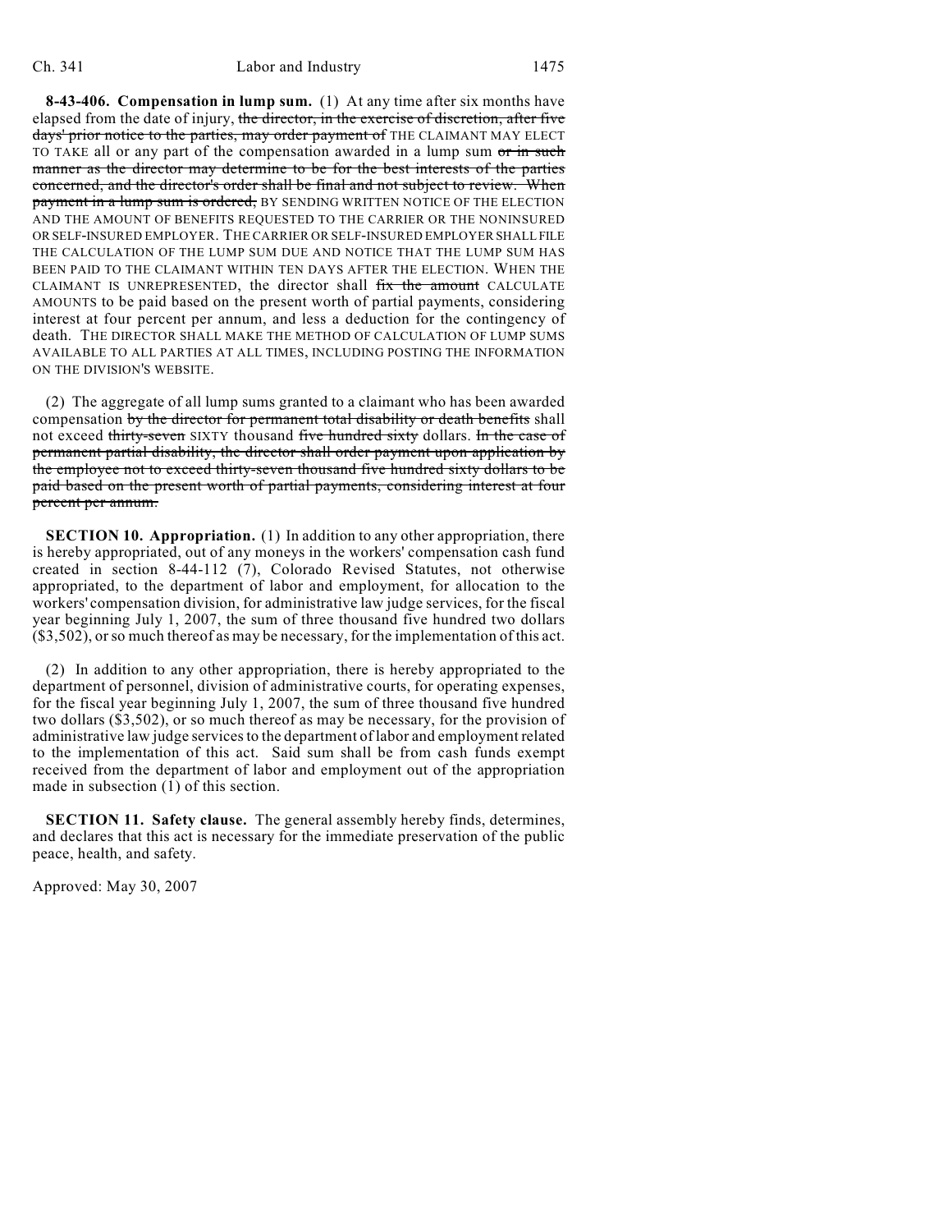**8-43-406. Compensation in lump sum.** (1) At any time after six months have elapsed from the date of injury, ~~the director, in the exercise of discretion, after five days' prior notice to the parties, may order payment of~~ THE CLAIMANT MAY ELECT TO TAKE all or any part of the compensation awarded in a lump sum ~~or in such manner as the director may determine to be for the best interests of the parties concerned, and the director's order shall be final and not subject to review. When payment in a lump sum is ordered,~~ BY SENDING WRITTEN NOTICE OF THE ELECTION AND THE AMOUNT OF BENEFITS REQUESTED TO THE CARRIER OR THE NONINSURED OR SELF-INSURED EMPLOYER. THE CARRIER OR SELF-INSURED EMPLOYER SHALL FILE THE CALCULATION OF THE LUMP SUM DUE AND NOTICE THAT THE LUMP SUM HAS BEEN PAID TO THE CLAIMANT WITHIN TEN DAYS AFTER THE ELECTION. WHEN THE CLAIMANT IS UNREPRESENTED, the director shall ~~fix the amount~~ CALCULATE AMOUNTS to be paid based on the present worth of partial payments, considering interest at four percent per annum, and less a deduction for the contingency of death. THE DIRECTOR SHALL MAKE THE METHOD OF CALCULATION OF LUMP SUMS AVAILABLE TO ALL PARTIES AT ALL TIMES, INCLUDING POSTING THE INFORMATION ON THE DIVISION'S WEBSITE.

(2) The aggregate of all lump sums granted to a claimant who has been awarded compensation ~~by the director for permanent total disability or death benefits~~ shall not exceed ~~thirty-seven~~ SIXTY thousand ~~five hundred sixty~~ dollars. ~~In the case of permanent partial disability, the director shall order payment upon application by the employee not to exceed thirty-seven thousand five hundred sixty dollars to be paid based on the present worth of partial payments, considering interest at four percent per annum.~~

**SECTION 10. Appropriation.** (1) In addition to any other appropriation, there is hereby appropriated, out of any moneys in the workers' compensation cash fund created in section 8-44-112 (7), Colorado Revised Statutes, not otherwise appropriated, to the department of labor and employment, for allocation to the workers' compensation division, for administrative law judge services, for the fiscal year beginning July 1, 2007, the sum of three thousand five hundred two dollars ($3,502), or so much thereof as may be necessary, for the implementation of this act.

(2) In addition to any other appropriation, there is hereby appropriated to the department of personnel, division of administrative courts, for operating expenses, for the fiscal year beginning July 1, 2007, the sum of three thousand five hundred two dollars ($3,502), or so much thereof as may be necessary, for the provision of administrative law judge services to the department of labor and employment related to the implementation of this act. Said sum shall be from cash funds exempt received from the department of labor and employment out of the appropriation made in subsection (1) of this section.

**SECTION 11. Safety clause.** The general assembly hereby finds, determines, and declares that this act is necessary for the immediate preservation of the public peace, health, and safety.

Approved: May 30, 2007